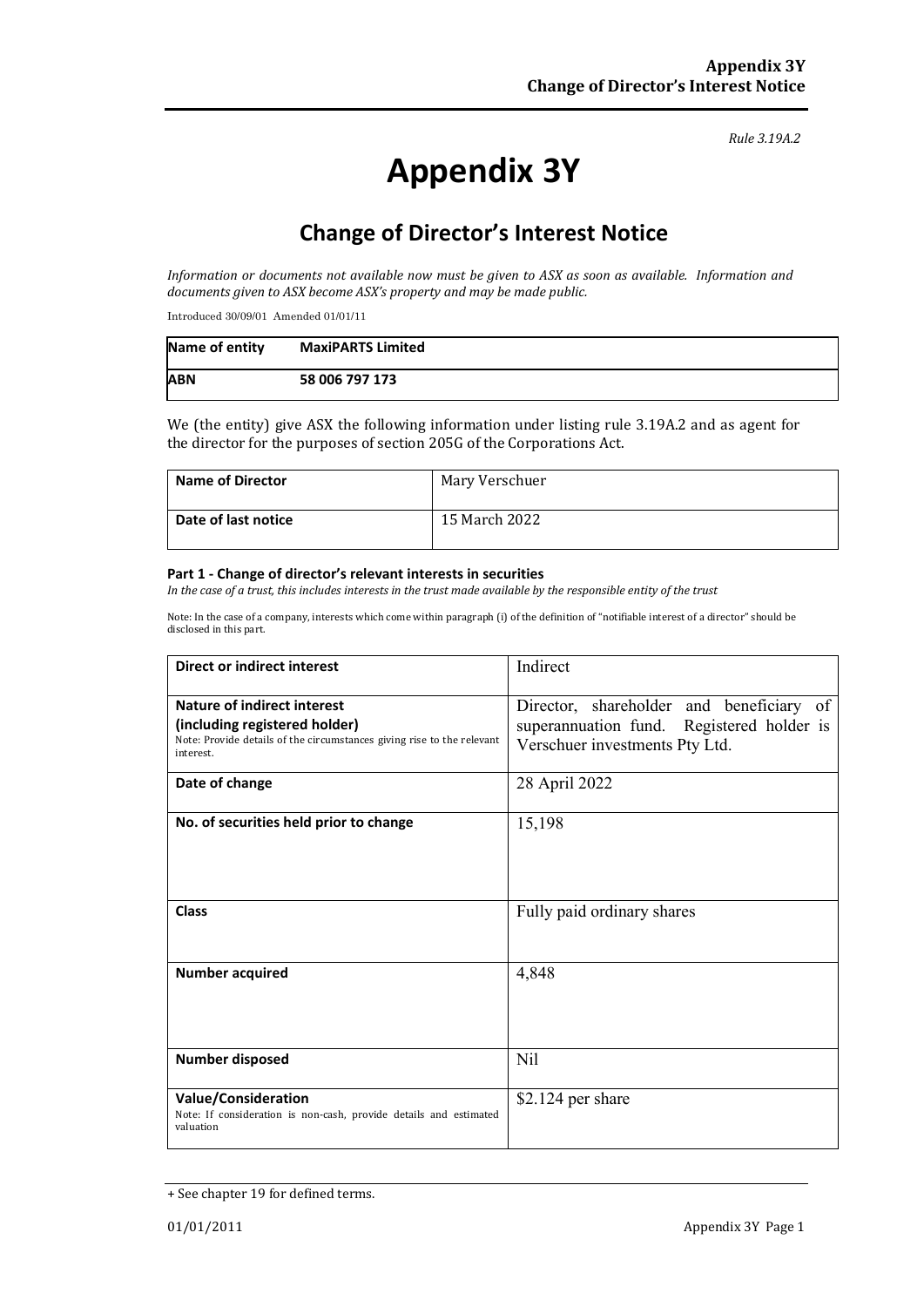*Rule 3.19A.2*

# Appendix 3Y

## Change of Director's Interest Notice

*Information or documents not available now must be given to ASX as soon as available. Information and documents given to ASX become ASX's property and may be made public.*

Introduced 30/09/01 Amended 01/01/11

| **Name of entity** | **MaxiPARTS Limited** |
|---|---|
| **ABN** | **58 006 797 173** |

We (the entity) give ASX the following information under listing rule 3.19A.2 and as agent for the director for the purposes of section 205G of the Corporations Act.

| **Name of Director** | Mary Verschuer |
|---|---|
| **Date of last notice** | 15 March 2022 |

#### Part 1 - Change of director's relevant interests in securities

*In the case of a trust, this includes interests in the trust made available by the responsible entity of the trust*

Note: In the case of a company, interests which come within paragraph (i) of the definition of "notifiable interest of a director" should be disclosed in this part.

| **Direct or indirect interest** | Indirect |
|---|---|
| **Nature of indirect interest (including registered holder)**<br>Note: Provide details of the circumstances giving rise to the relevant interest. | Director, shareholder and beneficiary of superannuation fund. Registered holder is Verschuer investments Pty Ltd. |
| **Date of change** | 28 April 2022 |
| **No. of securities held prior to change** | 15,198 |
| **Class** | Fully paid ordinary shares |
| **Number acquired** | 4,848 |
| **Number disposed** | Nil |
| **Value/Consideration**<br>Note: If consideration is non-cash, provide details and estimated valuation | $2.124 per share |

+ See chapter 19 for defined terms.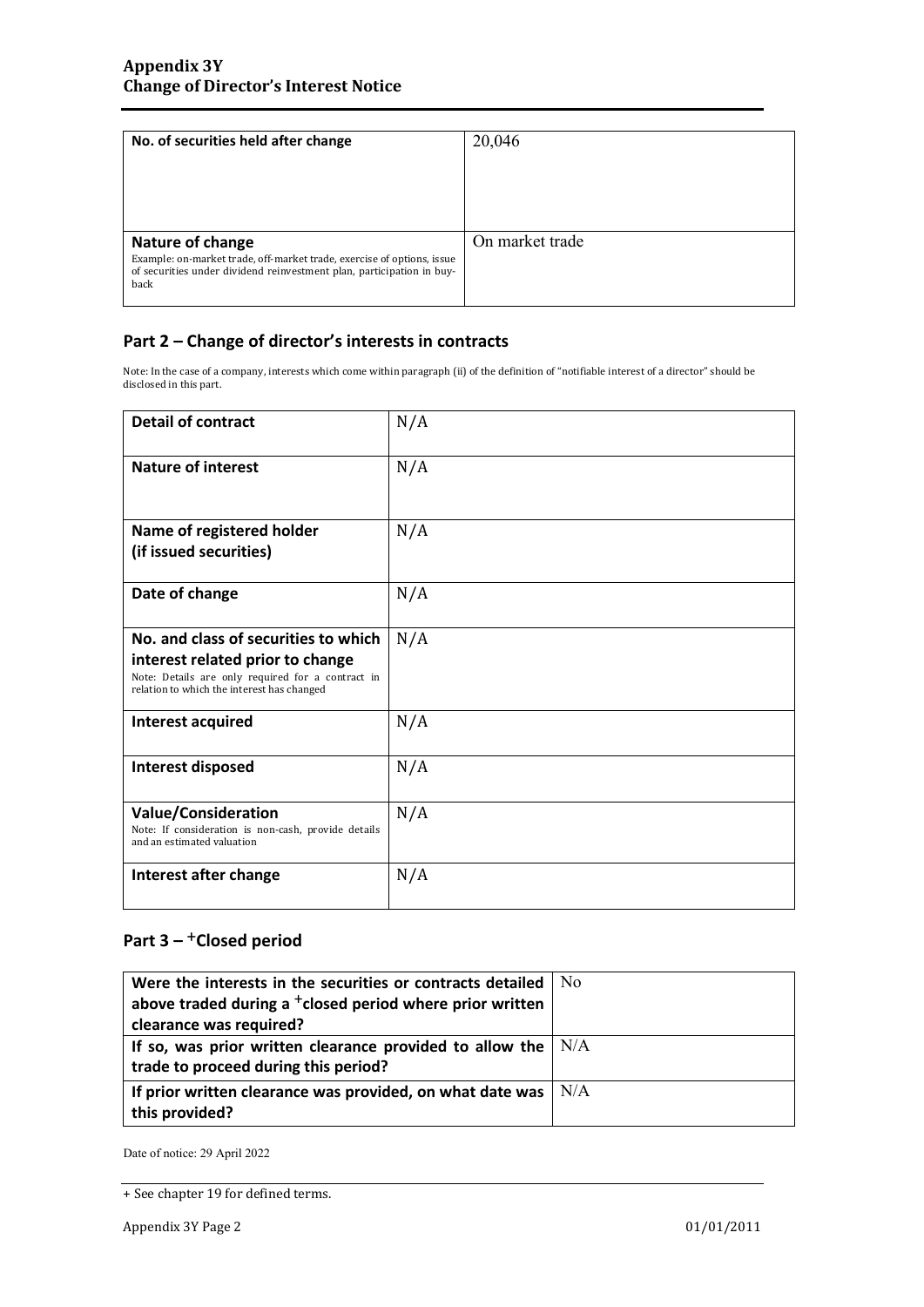| | |
|---|---|
| **No. of securities held after change** | 20,046 |
| **Nature of change**<br>Example: on-market trade, off-market trade, exercise of options, issue of securities under dividend reinvestment plan, participation in buy-back | On market trade |

## Part 2 – Change of director's interests in contracts

Note: In the case of a company, interests which come within paragraph (ii) of the definition of "notifiable interest of a director" should be disclosed in this part.

| | |
|---|---|
| **Detail of contract** | N/A |
| **Nature of interest** | N/A |
| **Name of registered holder (if issued securities)** | N/A |
| **Date of change** | N/A |
| **No. and class of securities to which interest related prior to change**<br>Note: Details are only required for a contract in relation to which the interest has changed | N/A |
| **Interest acquired** | N/A |
| **Interest disposed** | N/A |
| **Value/Consideration**<br>Note: If consideration is non-cash, provide details and an estimated valuation | N/A |
| **Interest after change** | N/A |

## Part 3 – +Closed period

| | |
|---|---|
| **Were the interests in the securities or contracts detailed above traded during a +closed period where prior written clearance was required?** | No |
| **If so, was prior written clearance provided to allow the trade to proceed during this period?** | N/A |
| **If prior written clearance was provided, on what date was this provided?** | N/A |

Date of notice: 29 April 2022

+ See chapter 19 for defined terms.